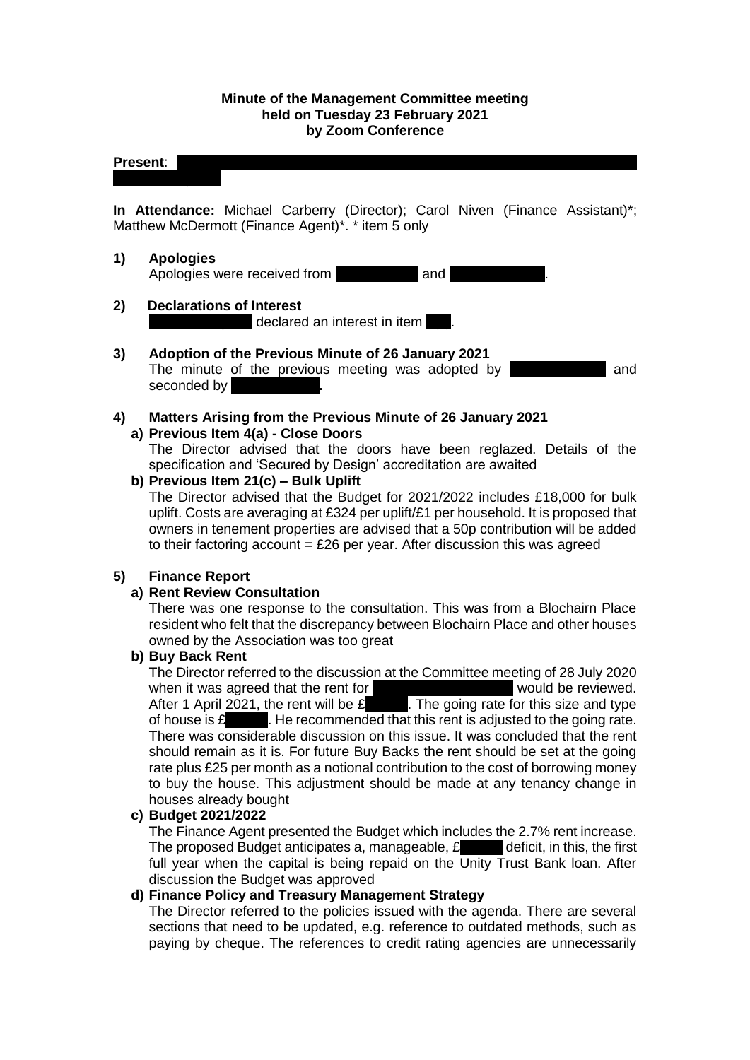**Minute of the Management Committee meeting**
**held on Tuesday 23 February 2021**
**by Zoom Conference**

**Present**:

**In Attendance:** Michael Carberry (Director); Carol Niven (Finance Assistant)*; Matthew McDermott (Finance Agent)*. * item 5 only

**1) Apologies**

Apologies were received from and .

**2) Declarations of Interest**

declared an interest in item .

**3) Adoption of the Previous Minute of 26 January 2021**

The minute of the previous meeting was adopted by and seconded by **.**

**4) Matters Arising from the Previous Minute of 26 January 2021**

**a) Previous Item 4(a) - Close Doors**

The Director advised that the doors have been reglazed. Details of the specification and 'Secured by Design' accreditation are awaited

**b) Previous Item 21(c) – Bulk Uplift**

The Director advised that the Budget for 2021/2022 includes £18,000 for bulk uplift. Costs are averaging at £324 per uplift/£1 per household. It is proposed that owners in tenement properties are advised that a 50p contribution will be added to their factoring account = £26 per year. After discussion this was agreed

**5) Finance Report**

**a) Rent Review Consultation**

There was one response to the consultation. This was from a Blochairn Place resident who felt that the discrepancy between Blochairn Place and other houses owned by the Association was too great

**b) Buy Back Rent**

The Director referred to the discussion at the Committee meeting of 28 July 2020 when it was agreed that the rent for would be reviewed. After 1 April 2021, the rent will be £ . The going rate for this size and type of house is £ . He recommended that this rent is adjusted to the going rate. There was considerable discussion on this issue. It was concluded that the rent should remain as it is. For future Buy Backs the rent should be set at the going rate plus £25 per month as a notional contribution to the cost of borrowing money to buy the house. This adjustment should be made at any tenancy change in houses already bought

**c) Budget 2021/2022**

The Finance Agent presented the Budget which includes the 2.7% rent increase. The proposed Budget anticipates a, manageable, £ deficit, in this, the first full year when the capital is being repaid on the Unity Trust Bank loan. After discussion the Budget was approved

**d) Finance Policy and Treasury Management Strategy**

The Director referred to the policies issued with the agenda. There are several sections that need to be updated, e.g. reference to outdated methods, such as paying by cheque. The references to credit rating agencies are unnecessarily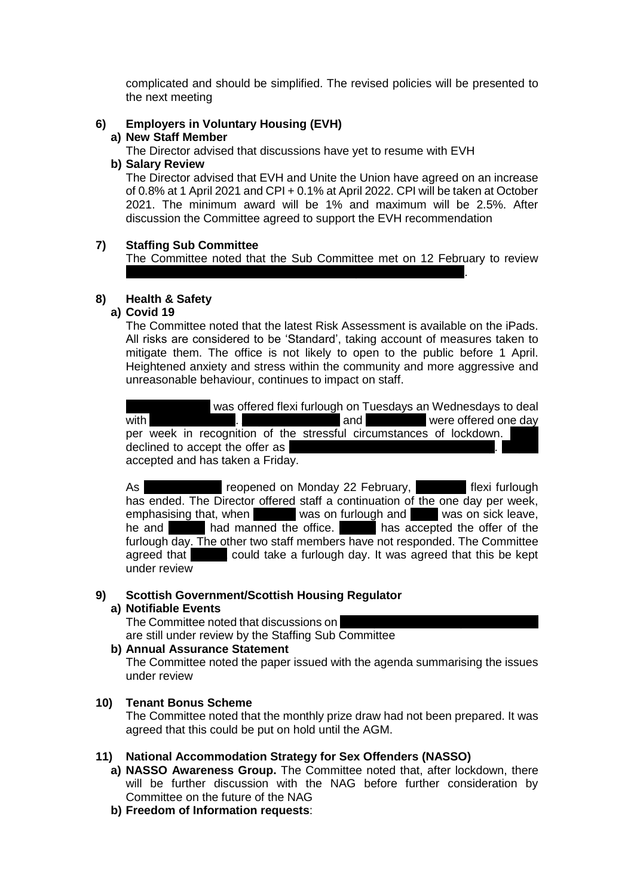complicated and should be simplified. The revised policies will be presented to the next meeting

**6) Employers in Voluntary Housing (EVH)**

**a) New Staff Member**

The Director advised that discussions have yet to resume with EVH

**b) Salary Review**

The Director advised that EVH and Unite the Union have agreed on an increase of 0.8% at 1 April 2021 and CPI + 0.1% at April 2022. CPI will be taken at October 2021. The minimum award will be 1% and maximum will be 2.5%. After discussion the Committee agreed to support the EVH recommendation

**7) Staffing Sub Committee**

The Committee noted that the Sub Committee met on 12 February to review .

**8) Health & Safety**

**a) Covid 19**

The Committee noted that the latest Risk Assessment is available on the iPads. All risks are considered to be 'Standard', taking account of measures taken to mitigate them. The office is not likely to open to the public before 1 April. Heightened anxiety and stress within the community and more aggressive and unreasonable behaviour, continues to impact on staff.

was offered flexi furlough on Tuesdays an Wednesdays to deal with . and were offered one day per week in recognition of the stressful circumstances of lockdown. declined to accept the offer as . accepted and has taken a Friday.

As reopened on Monday 22 February, flexi furlough has ended. The Director offered staff a continuation of the one day per week, emphasising that, when was on furlough and was on sick leave, he and had manned the office. has accepted the offer of the furlough day. The other two staff members have not responded. The Committee agreed that could take a furlough day. It was agreed that this be kept under review

**9) Scottish Government/Scottish Housing Regulator**

**a) Notifiable Events**

The Committee noted that discussions on are still under review by the Staffing Sub Committee

**b) Annual Assurance Statement**

The Committee noted the paper issued with the agenda summarising the issues under review

**10) Tenant Bonus Scheme**

The Committee noted that the monthly prize draw had not been prepared. It was agreed that this could be put on hold until the AGM.

**11) National Accommodation Strategy for Sex Offenders (NASSO)**

**a) NASSO Awareness Group.** The Committee noted that, after lockdown, there will be further discussion with the NAG before further consideration by Committee on the future of the NAG

**b) Freedom of Information requests**: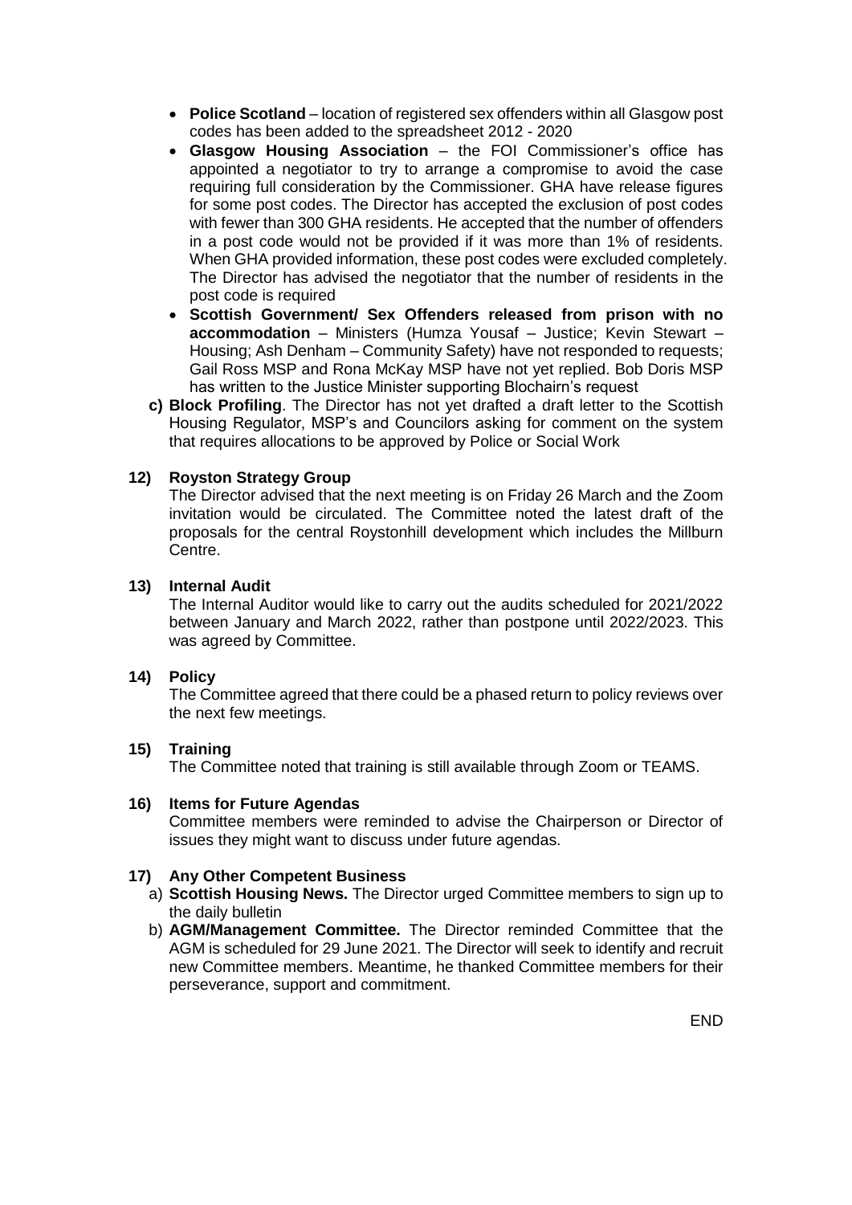- **Police Scotland** – location of registered sex offenders within all Glasgow post codes has been added to the spreadsheet 2012 - 2020
- **Glasgow Housing Association** – the FOI Commissioner's office has appointed a negotiator to try to arrange a compromise to avoid the case requiring full consideration by the Commissioner. GHA have release figures for some post codes. The Director has accepted the exclusion of post codes with fewer than 300 GHA residents. He accepted that the number of offenders in a post code would not be provided if it was more than 1% of residents. When GHA provided information, these post codes were excluded completely. The Director has advised the negotiator that the number of residents in the post code is required
- **Scottish Government/ Sex Offenders released from prison with no accommodation** – Ministers (Humza Yousaf – Justice; Kevin Stewart – Housing; Ash Denham – Community Safety) have not responded to requests; Gail Ross MSP and Rona McKay MSP have not yet replied. Bob Doris MSP has written to the Justice Minister supporting Blochairn's request

c) **Block Profiling**. The Director has not yet drafted a draft letter to the Scottish Housing Regulator, MSP's and Councilors asking for comment on the system that requires allocations to be approved by Police or Social Work

**12) Royston Strategy Group**

The Director advised that the next meeting is on Friday 26 March and the Zoom invitation would be circulated. The Committee noted the latest draft of the proposals for the central Roystonhill development which includes the Millburn Centre.

**13) Internal Audit**

The Internal Auditor would like to carry out the audits scheduled for 2021/2022 between January and March 2022, rather than postpone until 2022/2023. This was agreed by Committee.

**14) Policy**

The Committee agreed that there could be a phased return to policy reviews over the next few meetings.

**15) Training**

The Committee noted that training is still available through Zoom or TEAMS.

**16) Items for Future Agendas**

Committee members were reminded to advise the Chairperson or Director of issues they might want to discuss under future agendas.

**17) Any Other Competent Business**

a) **Scottish Housing News.** The Director urged Committee members to sign up to the daily bulletin

b) **AGM/Management Committee.** The Director reminded Committee that the AGM is scheduled for 29 June 2021. The Director will seek to identify and recruit new Committee members. Meantime, he thanked Committee members for their perseverance, support and commitment.

END